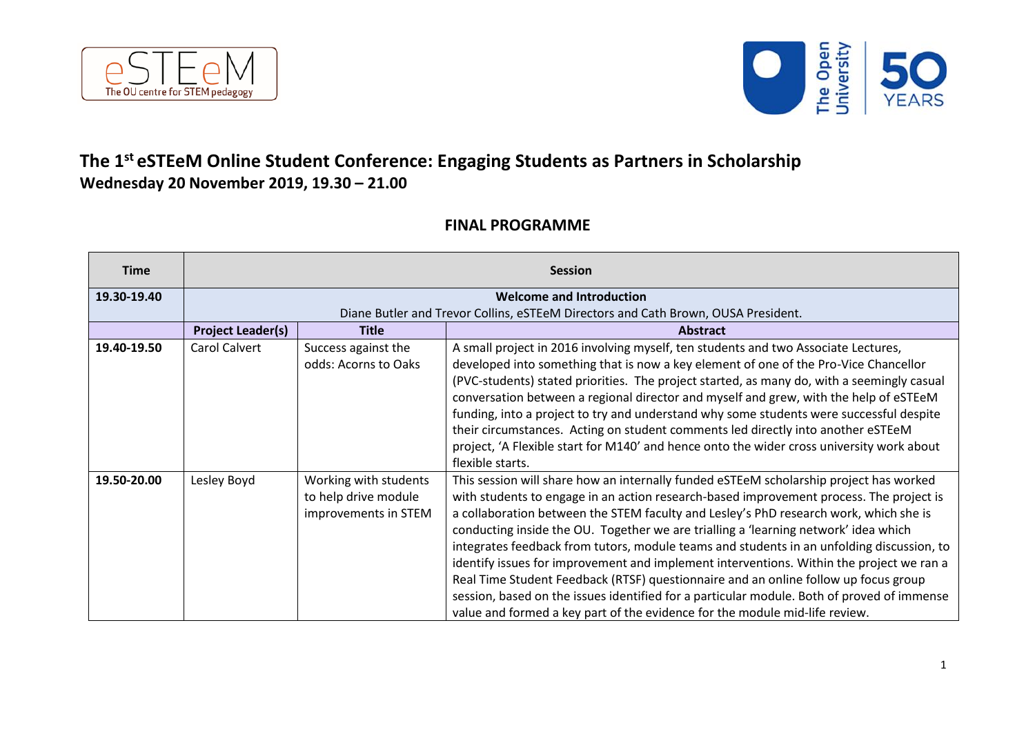# The 1st eSTEeM Online Student Conference: Engaging Students as Partners in Scholarship

**Wednesday 20 November 2019, 19.30 – 21.00**

## FINAL PROGRAMME

| Time | Session | | |
|---|---|---|---|
| **19.30-19.40** | **Welcome and Introduction**<br>Diane Butler and Trevor Collins, eSTEeM Directors and Cath Brown, OUSA President. | | |
| | **Project Leader(s)** | **Title** | **Abstract** |
| **19.40-19.50** | Carol Calvert | Success against the odds: Acorns to Oaks | A small project in 2016 involving myself, ten students and two Associate Lectures, developed into something that is now a key element of one of the Pro-Vice Chancellor (PVC-students) stated priorities. The project started, as many do, with a seemingly casual conversation between a regional director and myself and grew, with the help of eSTEeM funding, into a project to try and understand why some students were successful despite their circumstances. Acting on student comments led directly into another eSTEeM project, 'A Flexible start for M140' and hence onto the wider cross university work about flexible starts. |
| **19.50-20.00** | Lesley Boyd | Working with students to help drive module improvements in STEM | This session will share how an internally funded eSTEeM scholarship project has worked with students to engage in an action research-based improvement process. The project is a collaboration between the STEM faculty and Lesley's PhD research work, which she is conducting inside the OU. Together we are trialling a 'learning network' idea which integrates feedback from tutors, module teams and students in an unfolding discussion, to identify issues for improvement and implement interventions. Within the project we ran a Real Time Student Feedback (RTSF) questionnaire and an online follow up focus group session, based on the issues identified for a particular module. Both of proved of immense value and formed a key part of the evidence for the module mid-life review. |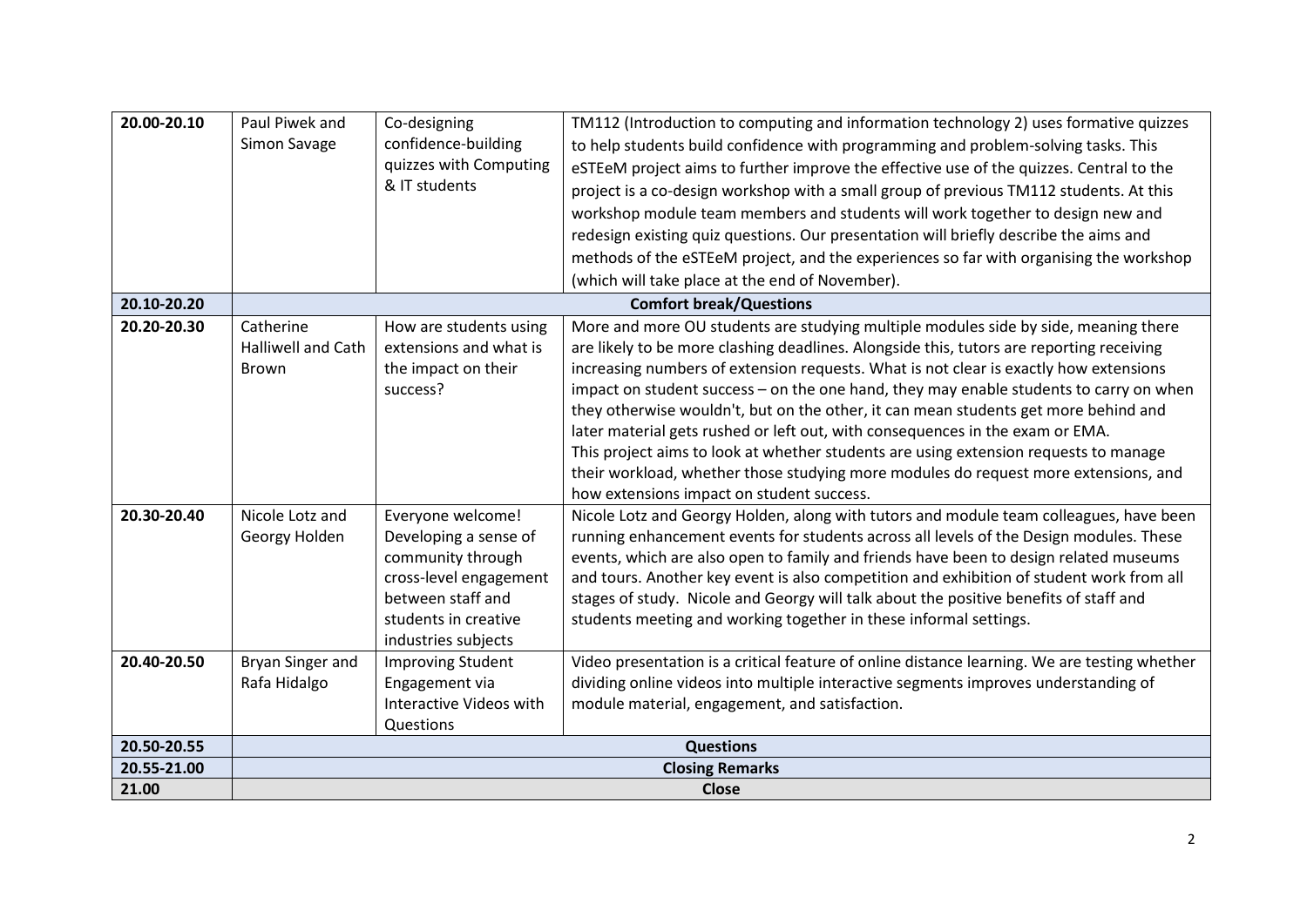| | | | |
|---|---|---|---|
| **20.00-20.10** | Paul Piwek and Simon Savage | Co-designing confidence-building quizzes with Computing & IT students | TM112 (Introduction to computing and information technology 2) uses formative quizzes to help students build confidence with programming and problem-solving tasks. This eSTEeM project aims to further improve the effective use of the quizzes. Central to the project is a co-design workshop with a small group of previous TM112 students. At this workshop module team members and students will work together to design new and redesign existing quiz questions. Our presentation will briefly describe the aims and methods of the eSTEeM project, and the experiences so far with organising the workshop (which will take place at the end of November). |
| **20.10-20.20** | **Comfort break/Questions** | | |
| **20.20-20.30** | Catherine Halliwell and Cath Brown | How are students using extensions and what is the impact on their success? | More and more OU students are studying multiple modules side by side, meaning there are likely to be more clashing deadlines. Alongside this, tutors are reporting receiving increasing numbers of extension requests. What is not clear is exactly how extensions impact on student success – on the one hand, they may enable students to carry on when they otherwise wouldn't, but on the other, it can mean students get more behind and later material gets rushed or left out, with consequences in the exam or EMA. This project aims to look at whether students are using extension requests to manage their workload, whether those studying more modules do request more extensions, and how extensions impact on student success. |
| **20.30-20.40** | Nicole Lotz and Georgy Holden | Everyone welcome! Developing a sense of community through cross-level engagement between staff and students in creative industries subjects | Nicole Lotz and Georgy Holden, along with tutors and module team colleagues, have been running enhancement events for students across all levels of the Design modules. These events, which are also open to family and friends have been to design related museums and tours. Another key event is also competition and exhibition of student work from all stages of study. Nicole and Georgy will talk about the positive benefits of staff and students meeting and working together in these informal settings. |
| **20.40-20.50** | Bryan Singer and Rafa Hidalgo | Improving Student Engagement via Interactive Videos with Questions | Video presentation is a critical feature of online distance learning. We are testing whether dividing online videos into multiple interactive segments improves understanding of module material, engagement, and satisfaction. |
| **20.50-20.55** | **Questions** | | |
| **20.55-21.00** | **Closing Remarks** | | |
| **21.00** | **Close** | | |